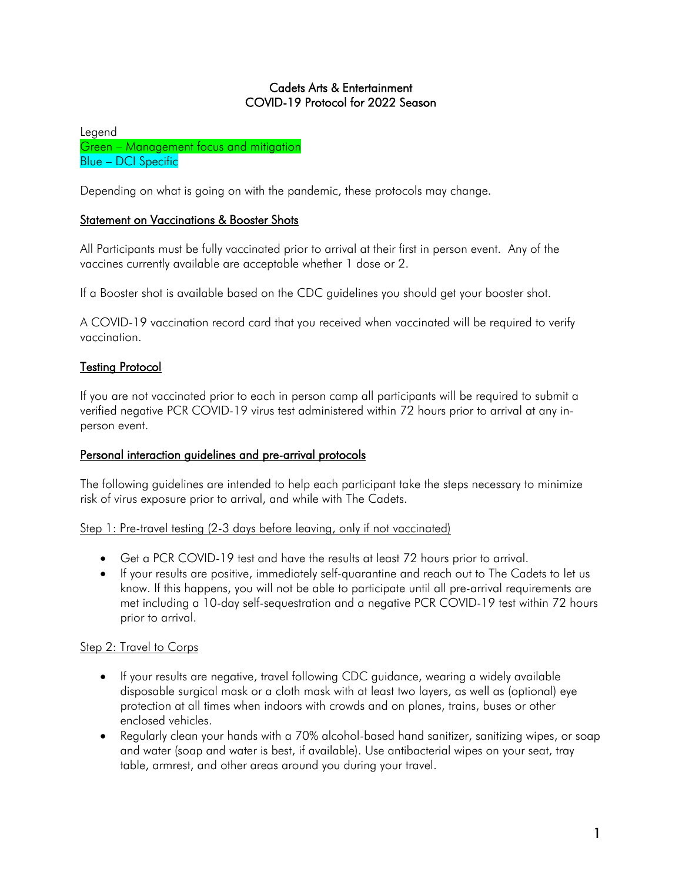# Cadets Arts & Entertainment
# COVID-19 Protocol for 2022 Season

Legend
Green – Management focus and mitigation
Blue – DCI Specific

Depending on what is going on with the pandemic, these protocols may change.

## Statement on Vaccinations & Booster Shots

All Participants must be fully vaccinated prior to arrival at their first in person event. Any of the vaccines currently available are acceptable whether 1 dose or 2.

If a Booster shot is available based on the CDC guidelines you should get your booster shot.

A COVID-19 vaccination record card that you received when vaccinated will be required to verify vaccination.

## Testing Protocol

If you are not vaccinated prior to each in person camp all participants will be required to submit a verified negative PCR COVID-19 virus test administered within 72 hours prior to arrival at any in-person event.

## Personal interaction guidelines and pre-arrival protocols

The following guidelines are intended to help each participant take the steps necessary to minimize risk of virus exposure prior to arrival, and while with The Cadets.

### Step 1: Pre-travel testing (2-3 days before leaving, only if not vaccinated)

- Get a PCR COVID-19 test and have the results at least 72 hours prior to arrival.
- If your results are positive, immediately self-quarantine and reach out to The Cadets to let us know. If this happens, you will not be able to participate until all pre-arrival requirements are met including a 10-day self-sequestration and a negative PCR COVID-19 test within 72 hours prior to arrival.

### Step 2: Travel to Corps

- If your results are negative, travel following CDC guidance, wearing a widely available disposable surgical mask or a cloth mask with at least two layers, as well as (optional) eye protection at all times when indoors with crowds and on planes, trains, buses or other enclosed vehicles.
- Regularly clean your hands with a 70% alcohol-based hand sanitizer, sanitizing wipes, or soap and water (soap and water is best, if available). Use antibacterial wipes on your seat, tray table, armrest, and other areas around you during your travel.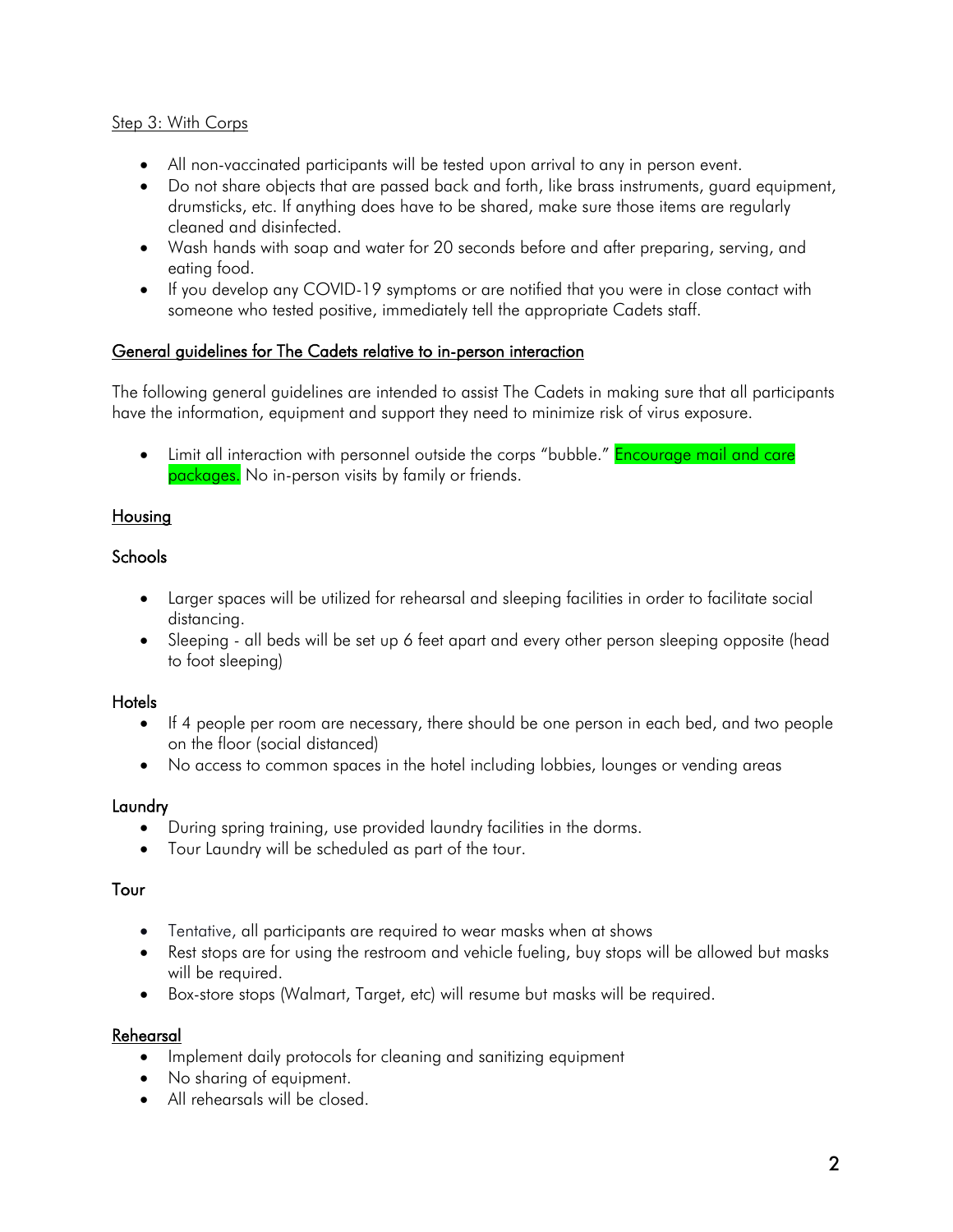Step 3: With Corps

- All non-vaccinated participants will be tested upon arrival to any in person event.
- Do not share objects that are passed back and forth, like brass instruments, guard equipment, drumsticks, etc. If anything does have to be shared, make sure those items are regularly cleaned and disinfected.
- Wash hands with soap and water for 20 seconds before and after preparing, serving, and eating food.
- If you develop any COVID-19 symptoms or are notified that you were in close contact with someone who tested positive, immediately tell the appropriate Cadets staff.

## General guidelines for The Cadets relative to in-person interaction

The following general guidelines are intended to assist The Cadets in making sure that all participants have the information, equipment and support they need to minimize risk of virus exposure.

- Limit all interaction with personnel outside the corps "bubble." Encourage mail and care packages. No in-person visits by family or friends.

## Housing

### Schools

- Larger spaces will be utilized for rehearsal and sleeping facilities in order to facilitate social distancing.
- Sleeping - all beds will be set up 6 feet apart and every other person sleeping opposite (head to foot sleeping)

### Hotels

- If 4 people per room are necessary, there should be one person in each bed, and two people on the floor (social distanced)
- No access to common spaces in the hotel including lobbies, lounges or vending areas

### Laundry

- During spring training, use provided laundry facilities in the dorms.
- Tour Laundry will be scheduled as part of the tour.

### Tour

- Tentative, all participants are required to wear masks when at shows
- Rest stops are for using the restroom and vehicle fueling, buy stops will be allowed but masks will be required.
- Box-store stops (Walmart, Target, etc) will resume but masks will be required.

## Rehearsal

- Implement daily protocols for cleaning and sanitizing equipment
- No sharing of equipment.
- All rehearsals will be closed.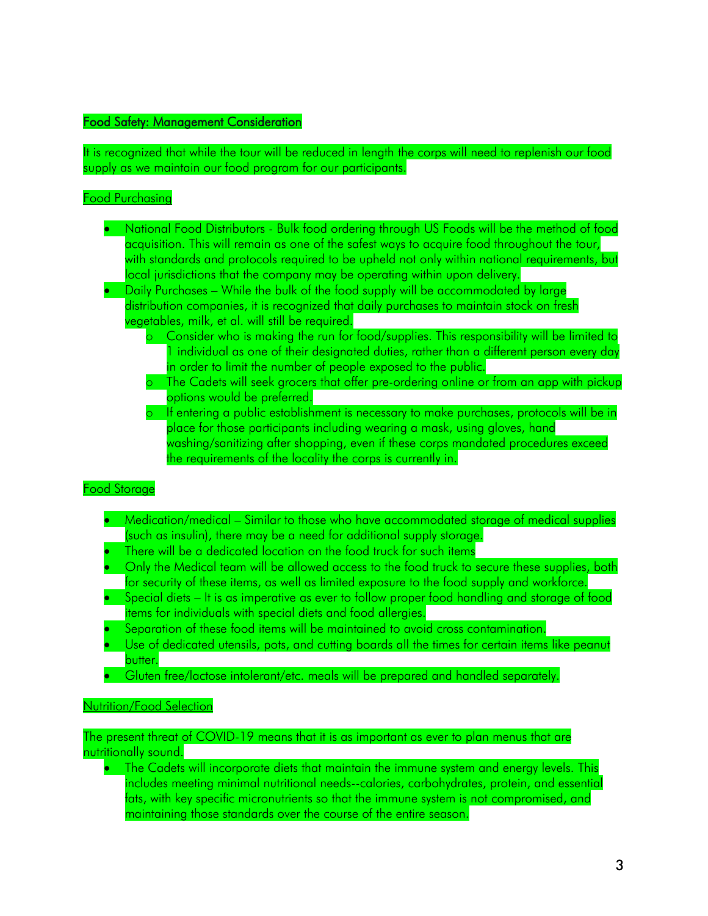## Food Safety: Management Consideration

It is recognized that while the tour will be reduced in length the corps will need to replenish our food supply as we maintain our food program for our participants.

### Food Purchasing

- National Food Distributors - Bulk food ordering through US Foods will be the method of food acquisition. This will remain as one of the safest ways to acquire food throughout the tour, with standards and protocols required to be upheld not only within national requirements, but local jurisdictions that the company may be operating within upon delivery.
- Daily Purchases – While the bulk of the food supply will be accommodated by large distribution companies, it is recognized that daily purchases to maintain stock on fresh vegetables, milk, et al. will still be required.
    - Consider who is making the run for food/supplies. This responsibility will be limited to 1 individual as one of their designated duties, rather than a different person every day in order to limit the number of people exposed to the public.
    - The Cadets will seek grocers that offer pre-ordering online or from an app with pickup options would be preferred.
    - If entering a public establishment is necessary to make purchases, protocols will be in place for those participants including wearing a mask, using gloves, hand washing/sanitizing after shopping, even if these corps mandated procedures exceed the requirements of the locality the corps is currently in.

### Food Storage

- Medication/medical – Similar to those who have accommodated storage of medical supplies (such as insulin), there may be a need for additional supply storage.
- There will be a dedicated location on the food truck for such items
- Only the Medical team will be allowed access to the food truck to secure these supplies, both for security of these items, as well as limited exposure to the food supply and workforce.
- Special diets – It is as imperative as ever to follow proper food handling and storage of food items for individuals with special diets and food allergies.
- Separation of these food items will be maintained to avoid cross contamination.
- Use of dedicated utensils, pots, and cutting boards all the times for certain items like peanut butter.
- Gluten free/lactose intolerant/etc. meals will be prepared and handled separately.

### Nutrition/Food Selection

The present threat of COVID-19 means that it is as important as ever to plan menus that are nutritionally sound.

- The Cadets will incorporate diets that maintain the immune system and energy levels. This includes meeting minimal nutritional needs--calories, carbohydrates, protein, and essential fats, with key specific micronutrients so that the immune system is not compromised, and maintaining those standards over the course of the entire season.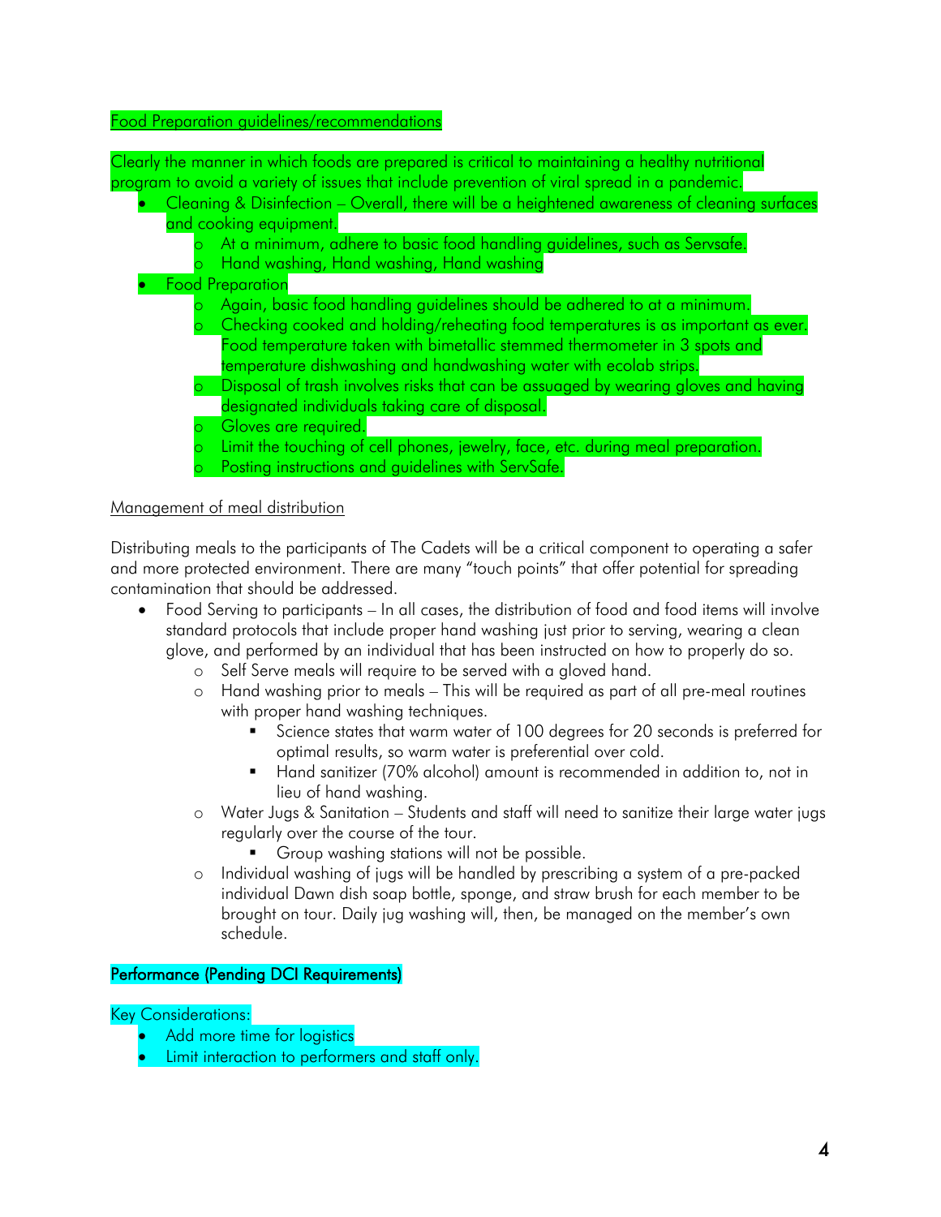Food Preparation guidelines/recommendations

Clearly the manner in which foods are prepared is critical to maintaining a healthy nutritional program to avoid a variety of issues that include prevention of viral spread in a pandemic.

- Cleaning & Disinfection – Overall, there will be a heightened awareness of cleaning surfaces and cooking equipment.
  - At a minimum, adhere to basic food handling guidelines, such as Servsafe.
  - Hand washing, Hand washing, Hand washing
- Food Preparation
  - Again, basic food handling guidelines should be adhered to at a minimum.
  - Checking cooked and holding/reheating food temperatures is as important as ever. Food temperature taken with bimetallic stemmed thermometer in 3 spots and temperature dishwashing and handwashing water with ecolab strips.
  - Disposal of trash involves risks that can be assuaged by wearing gloves and having designated individuals taking care of disposal.
  - Gloves are required.
  - Limit the touching of cell phones, jewelry, face, etc. during meal preparation.
  - Posting instructions and guidelines with ServSafe.

Management of meal distribution

Distributing meals to the participants of The Cadets will be a critical component to operating a safer and more protected environment. There are many "touch points" that offer potential for spreading contamination that should be addressed.

- Food Serving to participants – In all cases, the distribution of food and food items will involve standard protocols that include proper hand washing just prior to serving, wearing a clean glove, and performed by an individual that has been instructed on how to properly do so.
  - Self Serve meals will require to be served with a gloved hand.
  - Hand washing prior to meals – This will be required as part of all pre-meal routines with proper hand washing techniques.
    - Science states that warm water of 100 degrees for 20 seconds is preferred for optimal results, so warm water is preferential over cold.
    - Hand sanitizer (70% alcohol) amount is recommended in addition to, not in lieu of hand washing.
  - Water Jugs & Sanitation – Students and staff will need to sanitize their large water jugs regularly over the course of the tour.
    - Group washing stations will not be possible.
  - Individual washing of jugs will be handled by prescribing a system of a pre-packed individual Dawn dish soap bottle, sponge, and straw brush for each member to be brought on tour. Daily jug washing will, then, be managed on the member's own schedule.

Performance (Pending DCI Requirements)

Key Considerations:

- Add more time for logistics
- Limit interaction to performers and staff only.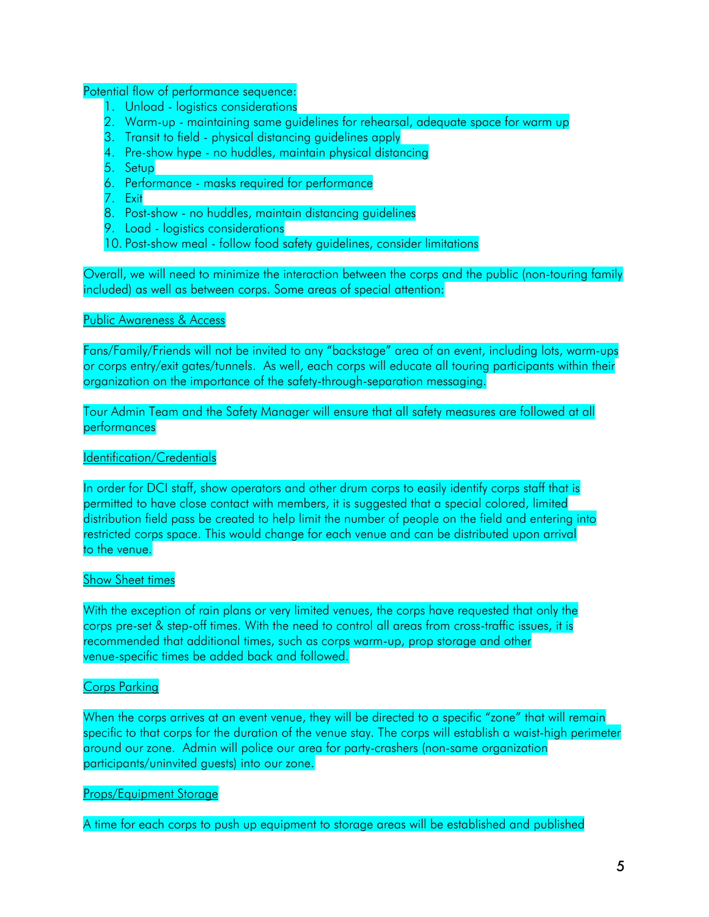Potential flow of performance sequence:

1. Unload - logistics considerations
2. Warm-up - maintaining same guidelines for rehearsal, adequate space for warm up
3. Transit to field - physical distancing guidelines apply
4. Pre-show hype - no huddles, maintain physical distancing
5. Setup
6. Performance - masks required for performance
7. Exit
8. Post-show - no huddles, maintain distancing guidelines
9. Load - logistics considerations
10. Post-show meal - follow food safety guidelines, consider limitations

Overall, we will need to minimize the interaction between the corps and the public (non-touring family included) as well as between corps. Some areas of special attention:

<u>Public Awareness & Access</u>

Fans/Family/Friends will not be invited to any "backstage" area of an event, including lots, warm-ups or corps entry/exit gates/tunnels. As well, each corps will educate all touring participants within their organization on the importance of the safety-through-separation messaging.

Tour Admin Team and the Safety Manager will ensure that all safety measures are followed at all performances

<u>Identification/Credentials</u>

In order for DCI staff, show operators and other drum corps to easily identify corps staff that is permitted to have close contact with members, it is suggested that a special colored, limited distribution field pass be created to help limit the number of people on the field and entering into restricted corps space. This would change for each venue and can be distributed upon arrival to the venue.

<u>Show Sheet times</u>

With the exception of rain plans or very limited venues, the corps have requested that only the corps pre-set & step-off times. With the need to control all areas from cross-traffic issues, it is recommended that additional times, such as corps warm-up, prop storage and other venue-specific times be added back and followed.

<u>Corps Parking</u>

When the corps arrives at an event venue, they will be directed to a specific "zone" that will remain specific to that corps for the duration of the venue stay. The corps will establish a waist-high perimeter around our zone. Admin will police our area for party-crashers (non-same organization participants/uninvited guests) into our zone.

<u>Props/Equipment Storage</u>

A time for each corps to push up equipment to storage areas will be established and published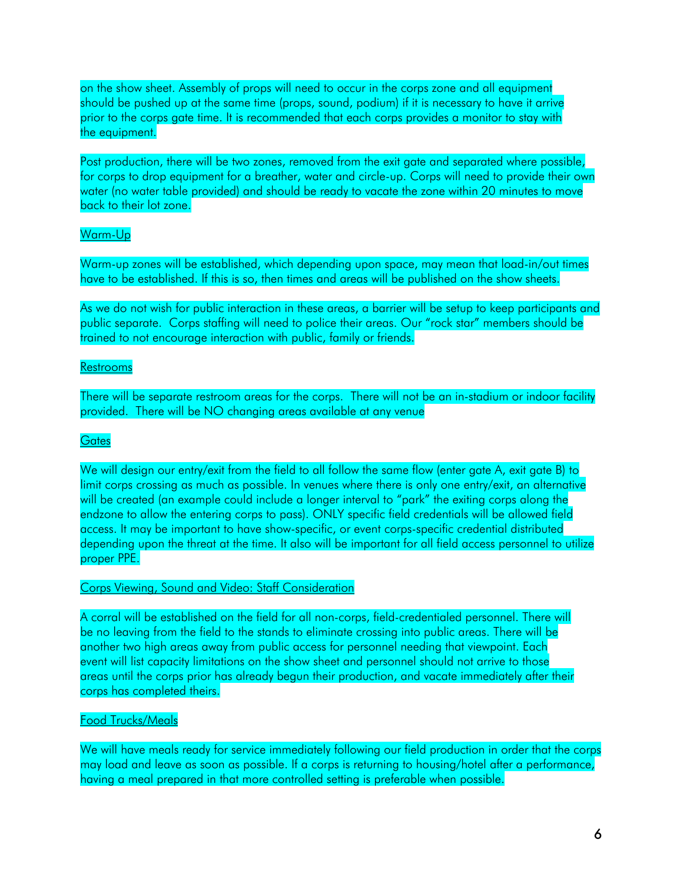on the show sheet. Assembly of props will need to occur in the corps zone and all equipment should be pushed up at the same time (props, sound, podium) if it is necessary to have it arrive prior to the corps gate time. It is recommended that each corps provides a monitor to stay with the equipment.

Post production, there will be two zones, removed from the exit gate and separated where possible, for corps to drop equipment for a breather, water and circle-up. Corps will need to provide their own water (no water table provided) and should be ready to vacate the zone within 20 minutes to move back to their lot zone.

<u>Warm-Up</u>

Warm-up zones will be established, which depending upon space, may mean that load-in/out times have to be established. If this is so, then times and areas will be published on the show sheets.

As we do not wish for public interaction in these areas, a barrier will be setup to keep participants and public separate. Corps staffing will need to police their areas. Our "rock star" members should be trained to not encourage interaction with public, family or friends.

<u>Restrooms</u>

There will be separate restroom areas for the corps. There will not be an in-stadium or indoor facility provided. There will be NO changing areas available at any venue

<u>Gates</u>

We will design our entry/exit from the field to all follow the same flow (enter gate A, exit gate B) to limit corps crossing as much as possible. In venues where there is only one entry/exit, an alternative will be created (an example could include a longer interval to "park" the exiting corps along the endzone to allow the entering corps to pass). ONLY specific field credentials will be allowed field access. It may be important to have show-specific, or event corps-specific credential distributed depending upon the threat at the time. It also will be important for all field access personnel to utilize proper PPE.

<u>Corps Viewing, Sound and Video: Staff Consideration</u>

A corral will be established on the field for all non-corps, field-credentialed personnel. There will be no leaving from the field to the stands to eliminate crossing into public areas. There will be another two high areas away from public access for personnel needing that viewpoint. Each event will list capacity limitations on the show sheet and personnel should not arrive to those areas until the corps prior has already begun their production, and vacate immediately after their corps has completed theirs.

<u>Food Trucks/Meals</u>

We will have meals ready for service immediately following our field production in order that the corps may load and leave as soon as possible. If a corps is returning to housing/hotel after a performance, having a meal prepared in that more controlled setting is preferable when possible.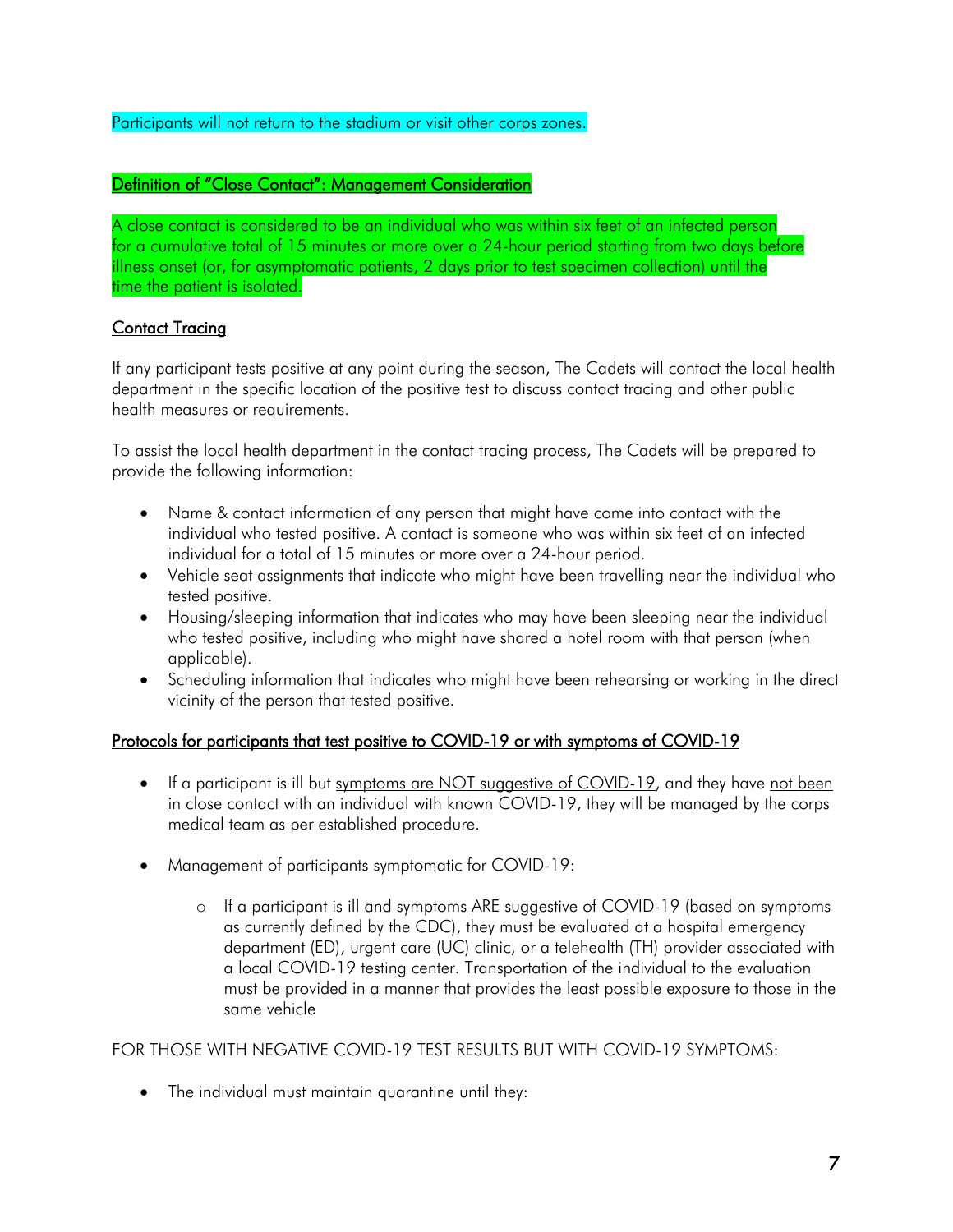Participants will not return to the stadium or visit other corps zones.

## Definition of "Close Contact": Management Consideration

A close contact is considered to be an individual who was within six feet of an infected person for a cumulative total of 15 minutes or more over a 24-hour period starting from two days before illness onset (or, for asymptomatic patients, 2 days prior to test specimen collection) until the time the patient is isolated.

## Contact Tracing

If any participant tests positive at any point during the season, The Cadets will contact the local health department in the specific location of the positive test to discuss contact tracing and other public health measures or requirements.

To assist the local health department in the contact tracing process, The Cadets will be prepared to provide the following information:

- Name & contact information of any person that might have come into contact with the individual who tested positive. A contact is someone who was within six feet of an infected individual for a total of 15 minutes or more over a 24-hour period.
- Vehicle seat assignments that indicate who might have been travelling near the individual who tested positive.
- Housing/sleeping information that indicates who may have been sleeping near the individual who tested positive, including who might have shared a hotel room with that person (when applicable).
- Scheduling information that indicates who might have been rehearsing or working in the direct vicinity of the person that tested positive.

## Protocols for participants that test positive to COVID-19 or with symptoms of COVID-19

- If a participant is ill but symptoms are NOT suggestive of COVID-19, and they have not been in close contact with an individual with known COVID-19, they will be managed by the corps medical team as per established procedure.
- Management of participants symptomatic for COVID-19:
  - If a participant is ill and symptoms ARE suggestive of COVID-19 (based on symptoms as currently defined by the CDC), they must be evaluated at a hospital emergency department (ED), urgent care (UC) clinic, or a telehealth (TH) provider associated with a local COVID-19 testing center. Transportation of the individual to the evaluation must be provided in a manner that provides the least possible exposure to those in the same vehicle

FOR THOSE WITH NEGATIVE COVID-19 TEST RESULTS BUT WITH COVID-19 SYMPTOMS:

- The individual must maintain quarantine until they: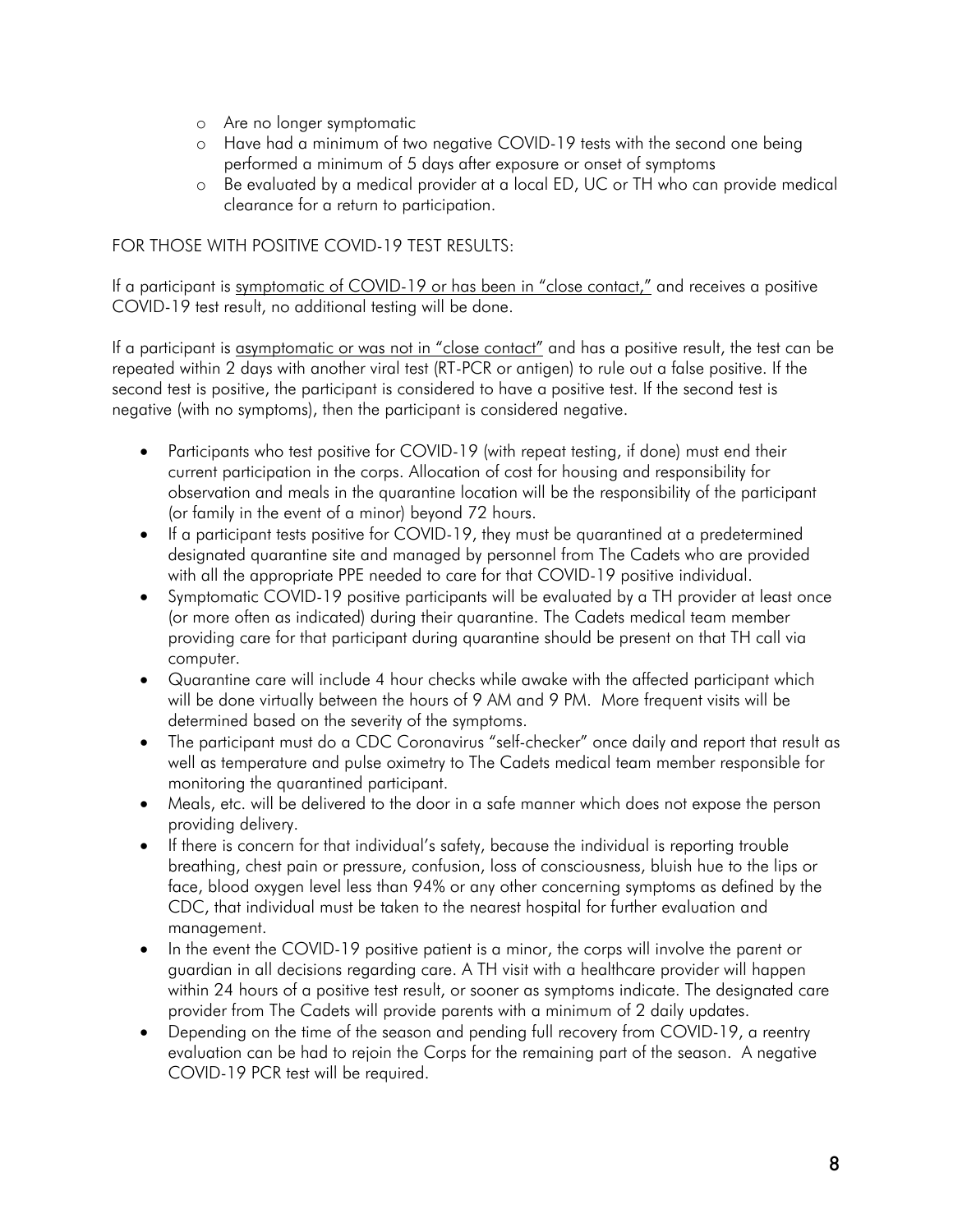- Are no longer symptomatic
- Have had a minimum of two negative COVID-19 tests with the second one being performed a minimum of 5 days after exposure or onset of symptoms
- Be evaluated by a medical provider at a local ED, UC or TH who can provide medical clearance for a return to participation.

FOR THOSE WITH POSITIVE COVID-19 TEST RESULTS:

If a participant is <u>symptomatic of COVID-19 or has been in "close contact,"</u> and receives a positive COVID-19 test result, no additional testing will be done.

If a participant is <u>asymptomatic or was not in "close contact"</u> and has a positive result, the test can be repeated within 2 days with another viral test (RT-PCR or antigen) to rule out a false positive. If the second test is positive, the participant is considered to have a positive test. If the second test is negative (with no symptoms), then the participant is considered negative.

- Participants who test positive for COVID-19 (with repeat testing, if done) must end their current participation in the corps. Allocation of cost for housing and responsibility for observation and meals in the quarantine location will be the responsibility of the participant (or family in the event of a minor) beyond 72 hours.
- If a participant tests positive for COVID-19, they must be quarantined at a predetermined designated quarantine site and managed by personnel from The Cadets who are provided with all the appropriate PPE needed to care for that COVID-19 positive individual.
- Symptomatic COVID-19 positive participants will be evaluated by a TH provider at least once (or more often as indicated) during their quarantine. The Cadets medical team member providing care for that participant during quarantine should be present on that TH call via computer.
- Quarantine care will include 4 hour checks while awake with the affected participant which will be done virtually between the hours of 9 AM and 9 PM. More frequent visits will be determined based on the severity of the symptoms.
- The participant must do a CDC Coronavirus "self-checker" once daily and report that result as well as temperature and pulse oximetry to The Cadets medical team member responsible for monitoring the quarantined participant.
- Meals, etc. will be delivered to the door in a safe manner which does not expose the person providing delivery.
- If there is concern for that individual's safety, because the individual is reporting trouble breathing, chest pain or pressure, confusion, loss of consciousness, bluish hue to the lips or face, blood oxygen level less than 94% or any other concerning symptoms as defined by the CDC, that individual must be taken to the nearest hospital for further evaluation and management.
- In the event the COVID-19 positive patient is a minor, the corps will involve the parent or guardian in all decisions regarding care. A TH visit with a healthcare provider will happen within 24 hours of a positive test result, or sooner as symptoms indicate. The designated care provider from The Cadets will provide parents with a minimum of 2 daily updates.
- Depending on the time of the season and pending full recovery from COVID-19, a reentry evaluation can be had to rejoin the Corps for the remaining part of the season. A negative COVID-19 PCR test will be required.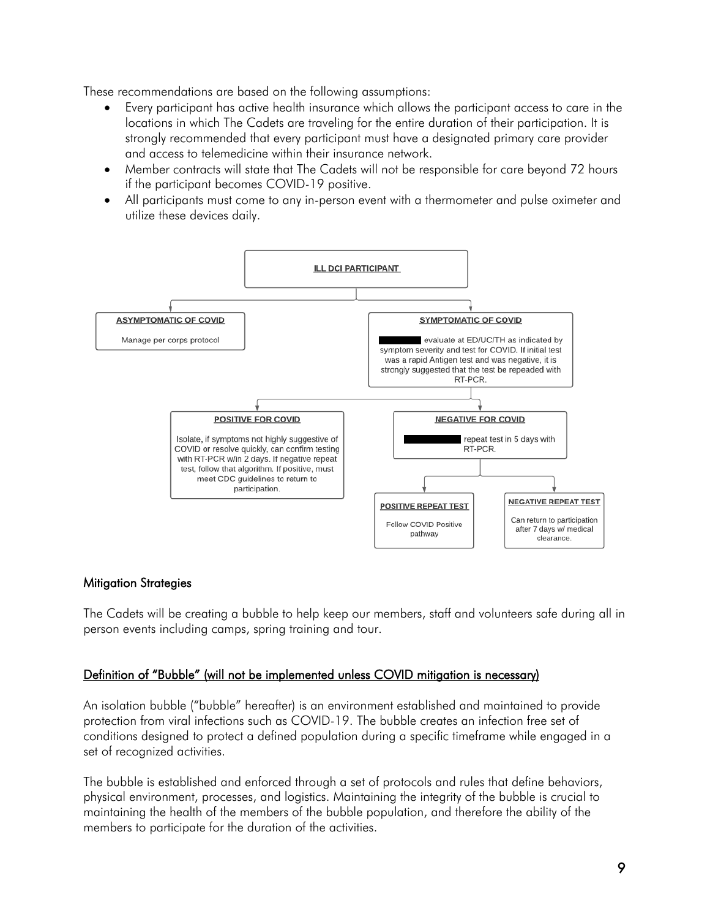These recommendations are based on the following assumptions:

- Every participant has active health insurance which allows the participant access to care in the locations in which The Cadets are traveling for the entire duration of their participation. It is strongly recommended that every participant must have a designated primary care provider and access to telemedicine within their insurance network.
- Member contracts will state that The Cadets will not be responsible for care beyond 72 hours if the participant becomes COVID-19 positive.
- All participants must come to any in-person event with a thermometer and pulse oximeter and utilize these devices daily.

**ILL DCI PARTICIPANT**

- **ASYMPTOMATIC OF COVID**
  Manage per corps protocol
- **SYMPTOMATIC OF COVID**
  ████ evaluate at ED/UC/TH as indicated by symptom severity and test for COVID. If initial test was a rapid Antigen test and was negative, it is strongly suggested that the test be repeaded with RT-PCR.
  - **POSITIVE FOR COVID**
    Isolate, if symptoms not highly suggestive of COVID or resolve quickly, can confirm testing with RT-PCR w/in 2 days. If negative repeat test, follow that algorithm. If positive, must meet CDC guidelines to return to participation.
  - **NEGATIVE FOR COVID**
    ████ repeat test in 5 days with RT-PCR.
    - **POSITIVE REPEAT TEST**
      Follow COVID Positive pathway
    - **NEGATIVE REPEAT TEST**
      Can return to participation after 7 days w/ medical clearance.

### Mitigation Strategies

The Cadets will be creating a bubble to help keep our members, staff and volunteers safe during all in person events including camps, spring training and tour.

### Definition of "Bubble" (will not be implemented unless COVID mitigation is necessary)

An isolation bubble ("bubble" hereafter) is an environment established and maintained to provide protection from viral infections such as COVID-19. The bubble creates an infection free set of conditions designed to protect a defined population during a specific timeframe while engaged in a set of recognized activities.

The bubble is established and enforced through a set of protocols and rules that define behaviors, physical environment, processes, and logistics. Maintaining the integrity of the bubble is crucial to maintaining the health of the members of the bubble population, and therefore the ability of the members to participate for the duration of the activities.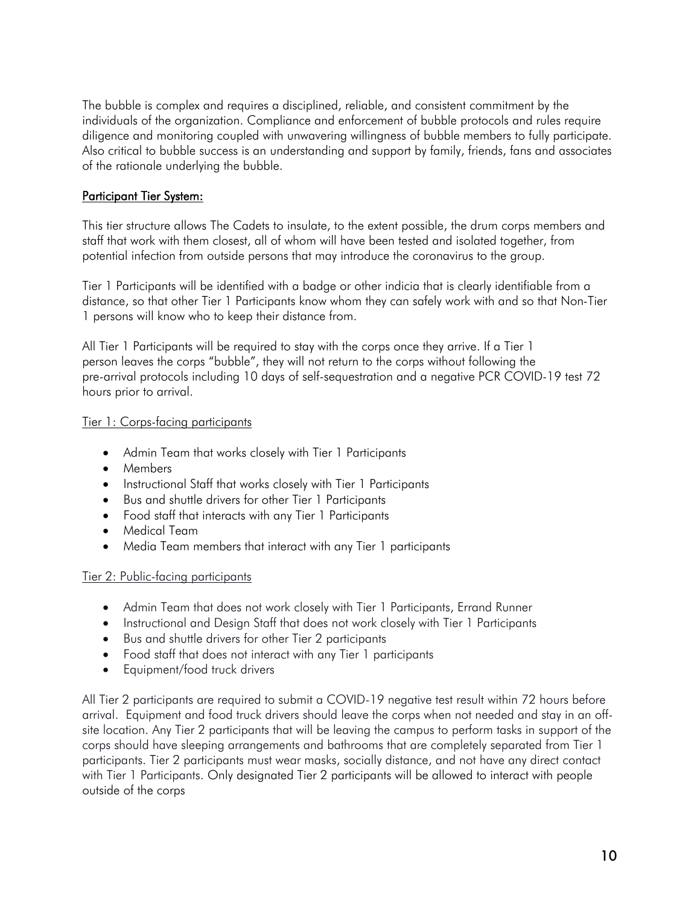The bubble is complex and requires a disciplined, reliable, and consistent commitment by the individuals of the organization. Compliance and enforcement of bubble protocols and rules require diligence and monitoring coupled with unwavering willingness of bubble members to fully participate. Also critical to bubble success is an understanding and support by family, friends, fans and associates of the rationale underlying the bubble.

## Participant Tier System:

This tier structure allows The Cadets to insulate, to the extent possible, the drum corps members and staff that work with them closest, all of whom will have been tested and isolated together, from potential infection from outside persons that may introduce the coronavirus to the group.

Tier 1 Participants will be identified with a badge or other indicia that is clearly identifiable from a distance, so that other Tier 1 Participants know whom they can safely work with and so that Non-Tier 1 persons will know who to keep their distance from.

All Tier 1 Participants will be required to stay with the corps once they arrive. If a Tier 1 person leaves the corps "bubble", they will not return to the corps without following the pre-arrival protocols including 10 days of self-sequestration and a negative PCR COVID-19 test 72 hours prior to arrival.

### Tier 1: Corps-facing participants

- Admin Team that works closely with Tier 1 Participants
- Members
- Instructional Staff that works closely with Tier 1 Participants
- Bus and shuttle drivers for other Tier 1 Participants
- Food staff that interacts with any Tier 1 Participants
- Medical Team
- Media Team members that interact with any Tier 1 participants

### Tier 2: Public-facing participants

- Admin Team that does not work closely with Tier 1 Participants, Errand Runner
- Instructional and Design Staff that does not work closely with Tier 1 Participants
- Bus and shuttle drivers for other Tier 2 participants
- Food staff that does not interact with any Tier 1 participants
- Equipment/food truck drivers

All Tier 2 participants are required to submit a COVID-19 negative test result within 72 hours before arrival. Equipment and food truck drivers should leave the corps when not needed and stay in an off-site location. Any Tier 2 participants that will be leaving the campus to perform tasks in support of the corps should have sleeping arrangements and bathrooms that are completely separated from Tier 1 participants. Tier 2 participants must wear masks, socially distance, and not have any direct contact with Tier 1 Participants. Only designated Tier 2 participants will be allowed to interact with people outside of the corps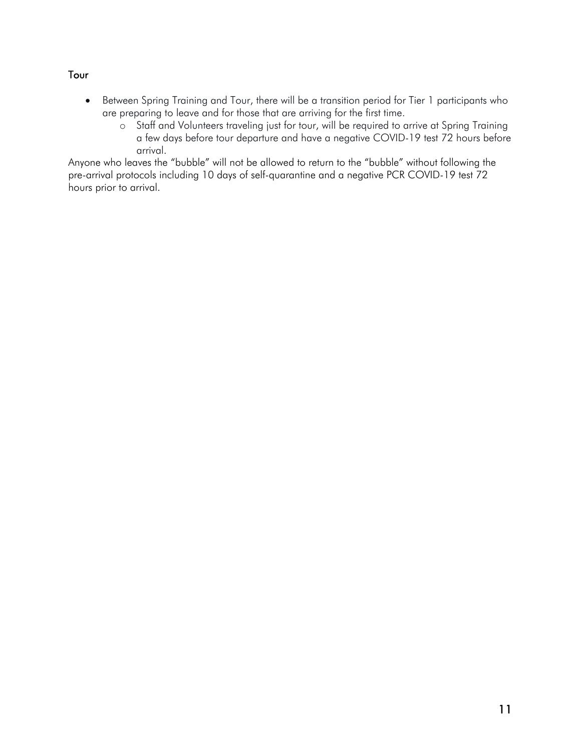### Tour

- Between Spring Training and Tour, there will be a transition period for Tier 1 participants who are preparing to leave and for those that are arriving for the first time.
    - Staff and Volunteers traveling just for tour, will be required to arrive at Spring Training a few days before tour departure and have a negative COVID-19 test 72 hours before arrival.

Anyone who leaves the "bubble" will not be allowed to return to the "bubble" without following the pre-arrival protocols including 10 days of self-quarantine and a negative PCR COVID-19 test 72 hours prior to arrival.